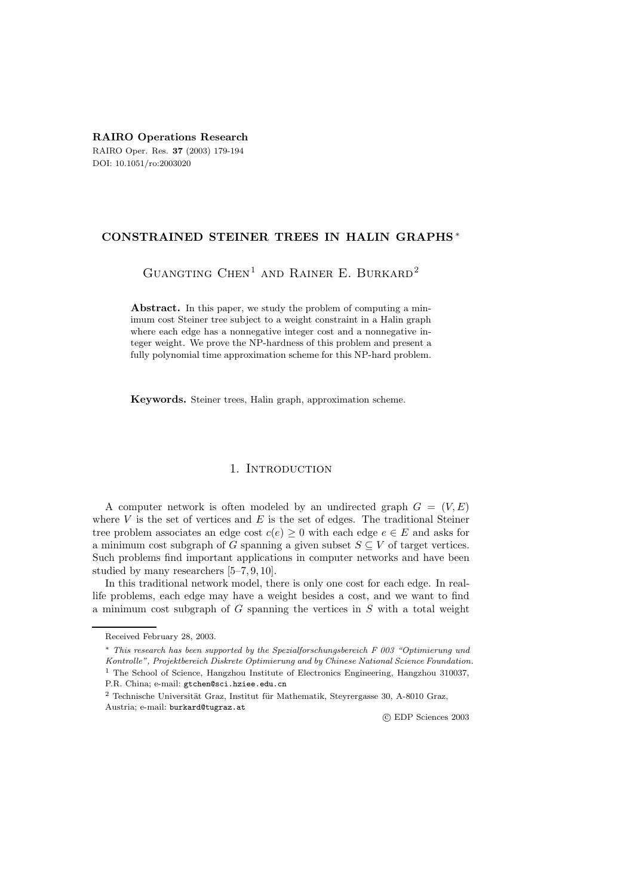**RAIRO Operations Research**

RAIRO Oper. Res. **37** (2003) 179-194

DOI: 10.1051/ro:2003020

# CONSTRAINED STEINER TREES IN HALIN GRAPHS *

Guangting Chen[1] and Rainer E. Burkard[2]

**Abstract.** In this paper, we study the problem of computing a minimum cost Steiner tree subject to a weight constraint in a Halin graph where each edge has a nonnegative integer cost and a nonnegative integer weight. We prove the NP-hardness of this problem and present a fully polynomial time approximation scheme for this NP-hard problem.

**Keywords.** Steiner trees, Halin graph, approximation scheme.

## 1. Introduction

A computer network is often modeled by an undirected graph $G = (V, E)$ where $V$ is the set of vertices and $E$ is the set of edges. The traditional Steiner tree problem associates an edge cost $c(e) \geq 0$ with each edge $e \in E$ and asks for a minimum cost subgraph of $G$ spanning a given subset $S \subseteq V$ of target vertices. Such problems find important applications in computer networks and have been studied by many researchers [5–7, 9, 10].

In this traditional network model, there is only one cost for each edge. In real-life problems, each edge may have a weight besides a cost, and we want to find a minimum cost subgraph of $G$ spanning the vertices in $S$ with a total weight

---

Received February 28, 2003.

* *This research has been supported by the Spezialforschungsbereich F 003 "Optimierung und Kontrolle", Projektbereich Diskrete Optimierung and by Chinese National Science Foundation.*

[1] The School of Science, Hangzhou Institute of Electronics Engineering, Hangzhou 310037, P.R. China; e-mail: `gtchen@sci.hziee.edu.cn`

[2] Technische Universität Graz, Institut für Mathematik, Steyrergasse 30, A-8010 Graz, Austria; e-mail: `burkard@tugraz.at`

© EDP Sciences 2003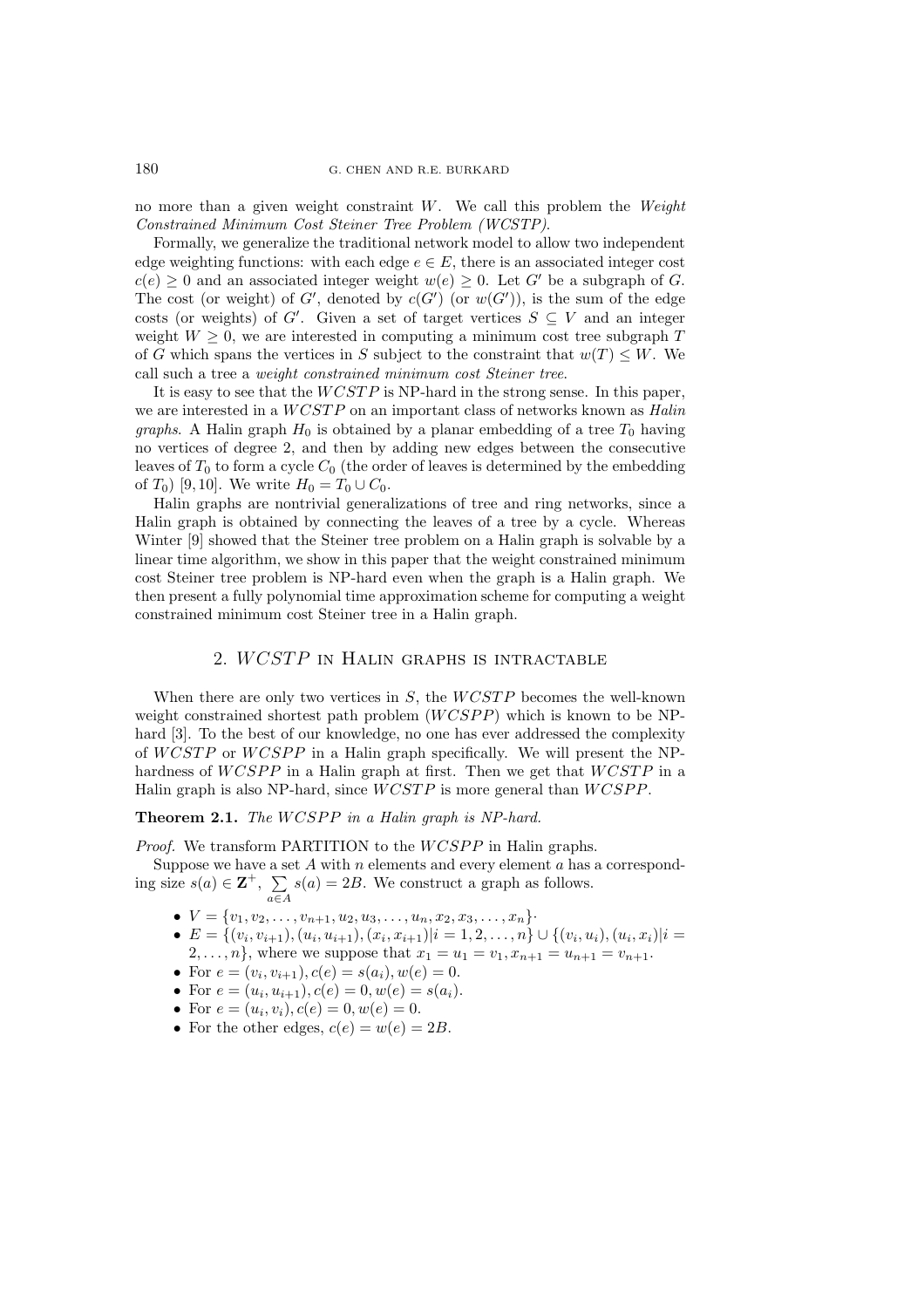no more than a given weight constraint $W$. We call this problem the *Weight Constrained Minimum Cost Steiner Tree Problem (WCSTP)*.

Formally, we generalize the traditional network model to allow two independent edge weighting functions: with each edge $e \in E$, there is an associated integer cost $c(e) \geq 0$ and an associated integer weight $w(e) \geq 0$. Let $G'$ be a subgraph of $G$. The cost (or weight) of $G'$, denoted by $c(G')$ (or $w(G')$), is the sum of the edge costs (or weights) of $G'$. Given a set of target vertices $S \subseteq V$ and an integer weight $W \geq 0$, we are interested in computing a minimum cost tree subgraph $T$ of $G$ which spans the vertices in $S$ subject to the constraint that $w(T) \leq W$. We call such a tree a *weight constrained minimum cost Steiner tree*.

It is easy to see that the $WCSTP$ is NP-hard in the strong sense. In this paper, we are interested in a $WCSTP$ on an important class of networks known as *Halin graphs*. A Halin graph $H_0$ is obtained by a planar embedding of a tree $T_0$ having no vertices of degree 2, and then by adding new edges between the consecutive leaves of $T_0$ to form a cycle $C_0$ (the order of leaves is determined by the embedding of $T_0$) [9, 10]. We write $H_0 = T_0 \cup C_0$.

Halin graphs are nontrivial generalizations of tree and ring networks, since a Halin graph is obtained by connecting the leaves of a tree by a cycle. Whereas Winter [9] showed that the Steiner tree problem on a Halin graph is solvable by a linear time algorithm, we show in this paper that the weight constrained minimum cost Steiner tree problem is NP-hard even when the graph is a Halin graph. We then present a fully polynomial time approximation scheme for computing a weight constrained minimum cost Steiner tree in a Halin graph.

## 2. $WCSTP$ in Halin graphs is intractable

When there are only two vertices in $S$, the $WCSTP$ becomes the well-known weight constrained shortest path problem ($WCSPP$) which is known to be NP-hard [3]. To the best of our knowledge, no one has ever addressed the complexity of $WCSTP$ or $WCSPP$ in a Halin graph specifically. We will present the NP-hardness of $WCSPP$ in a Halin graph at first. Then we get that $WCSTP$ in a Halin graph is also NP-hard, since $WCSTP$ is more general than $WCSPP$.

**Theorem 2.1.** *The $WCSPP$ in a Halin graph is NP-hard.*

*Proof.* We transform PARTITION to the $WCSPP$ in Halin graphs.

Suppose we have a set $A$ with $n$ elements and every element $a$ has a corresponding size $s(a) \in \mathbf{Z}^+$, $\sum_{a \in A} s(a) = 2B$. We construct a graph as follows.

- $V = \{v_1, v_2, \ldots, v_{n+1}, u_2, u_3, \ldots, u_n, x_2, x_3, \ldots, x_n\}$.
- $E = \{(v_i, v_{i+1}), (u_i, u_{i+1}), (x_i, x_{i+1}) | i = 1, 2, \ldots, n\} \cup \{(v_i, u_i), (u_i, x_i) | i = 2, \ldots, n\}$, where we suppose that $x_1 = u_1 = v_1, x_{n+1} = u_{n+1} = v_{n+1}$.
- For $e = (v_i, v_{i+1}), c(e) = s(a_i), w(e) = 0$.
- For $e = (u_i, u_{i+1}), c(e) = 0, w(e) = s(a_i)$.
- For $e = (u_i, v_i), c(e) = 0, w(e) = 0$.
- For the other edges, $c(e) = w(e) = 2B$.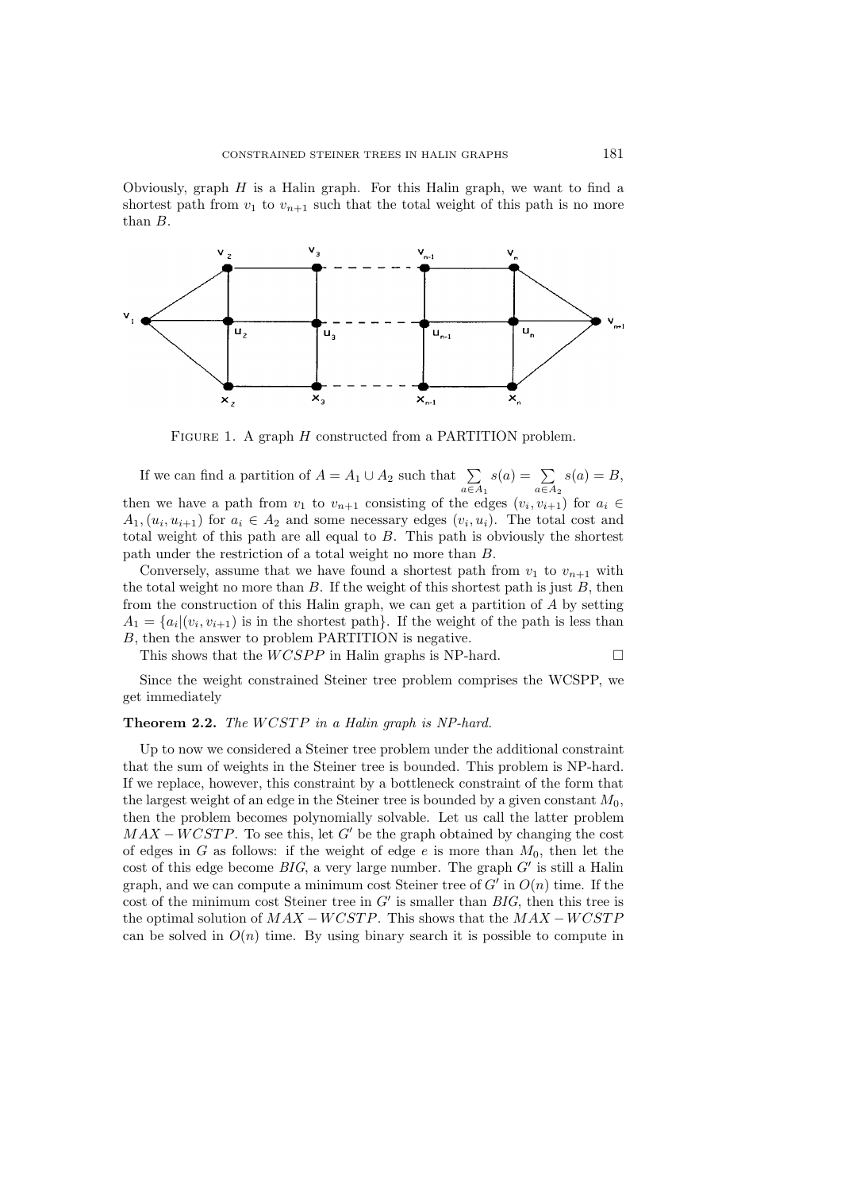Obviously, graph $H$ is a Halin graph. For this Halin graph, we want to find a shortest path from $v_1$ to $v_{n+1}$ such that the total weight of this path is no more than $B$.

FIGURE 1. A graph $H$ constructed from a PARTITION problem.

If we can find a partition of $A = A_1 \cup A_2$ such that $\sum_{a \in A_1} s(a) = \sum_{a \in A_2} s(a) = B$, then we have a path from $v_1$ to $v_{n+1}$ consisting of the edges $(v_i, v_{i+1})$ for $a_i \in A_1$, $(u_i, u_{i+1})$ for $a_i \in A_2$ and some necessary edges $(v_i, u_i)$. The total cost and total weight of this path are all equal to $B$. This path is obviously the shortest path under the restriction of a total weight no more than $B$.

Conversely, assume that we have found a shortest path from $v_1$ to $v_{n+1}$ with the total weight no more than $B$. If the weight of this shortest path is just $B$, then from the construction of this Halin graph, we can get a partition of $A$ by setting $A_1 = \{a_i | (v_i, v_{i+1}) \text{ is in the shortest path}\}$. If the weight of the path is less than $B$, then the answer to problem PARTITION is negative.

This shows that the $WCSPP$ in Halin graphs is NP-hard. □

Since the weight constrained Steiner tree problem comprises the WCSPP, we get immediately

**Theorem 2.2.** *The $WCSTP$ in a Halin graph is NP-hard.*

Up to now we considered a Steiner tree problem under the additional constraint that the sum of weights in the Steiner tree is bounded. This problem is NP-hard. If we replace, however, this constraint by a bottleneck constraint of the form that the largest weight of an edge in the Steiner tree is bounded by a given constant $M_0$, then the problem becomes polynomially solvable. Let us call the latter problem $MAX - WCSTP$. To see this, let $G'$ be the graph obtained by changing the cost of edges in $G$ as follows: if the weight of edge $e$ is more than $M_0$, then let the cost of this edge become $BIG$, a very large number. The graph $G'$ is still a Halin graph, and we can compute a minimum cost Steiner tree of $G'$ in $O(n)$ time. If the cost of the minimum cost Steiner tree in $G'$ is smaller than $BIG$, then this tree is the optimal solution of $MAX - WCSTP$. This shows that the $MAX - WCSTP$ can be solved in $O(n)$ time. By using binary search it is possible to compute in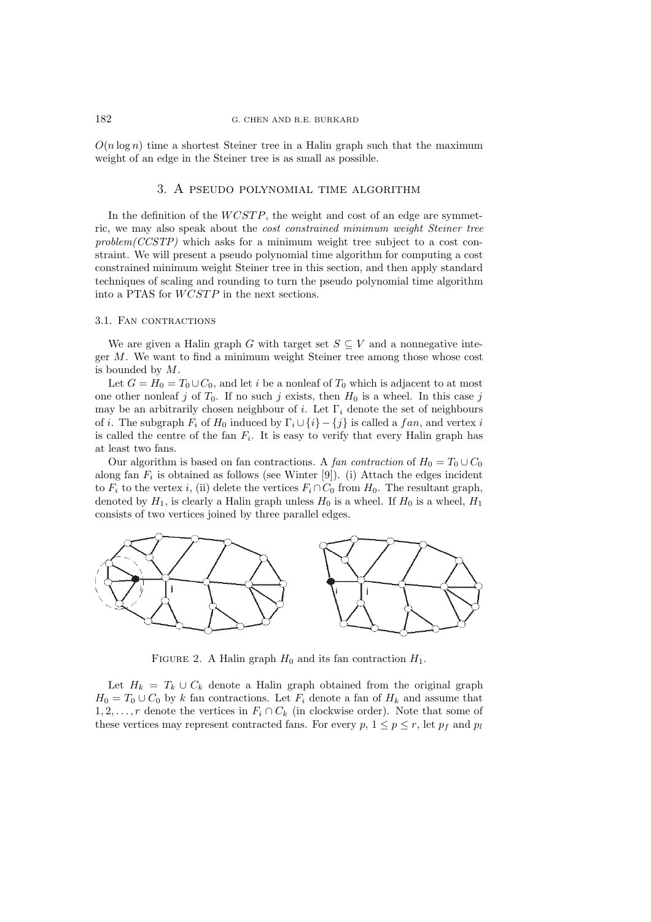$O(n \log n)$ time a shortest Steiner tree in a Halin graph such that the maximum weight of an edge in the Steiner tree is as small as possible.

## 3. A pseudo polynomial time algorithm

In the definition of the $WCSTP$, the weight and cost of an edge are symmetric, we may also speak about the *cost constrained minimum weight Steiner tree problem(CCSTP)* which asks for a minimum weight tree subject to a cost constraint. We will present a pseudo polynomial time algorithm for computing a cost constrained minimum weight Steiner tree in this section, and then apply standard techniques of scaling and rounding to turn the pseudo polynomial time algorithm into a PTAS for $WCSTP$ in the next sections.

### 3.1. Fan contractions

We are given a Halin graph $G$ with target set $S \subseteq V$ and a nonnegative integer $M$. We want to find a minimum weight Steiner tree among those whose cost is bounded by $M$.

Let $G = H_0 = T_0 \cup C_0$, and let $i$ be a nonleaf of $T_0$ which is adjacent to at most one other nonleaf $j$ of $T_0$. If no such $j$ exists, then $H_0$ is a wheel. In this case $j$ may be an arbitrarily chosen neighbour of $i$. Let $\Gamma_i$ denote the set of neighbours of $i$. The subgraph $F_i$ of $H_0$ induced by $\Gamma_i \cup \{i\} - \{j\}$ is called a $fan$, and vertex $i$ is called the centre of the fan $F_i$. It is easy to verify that every Halin graph has at least two fans.

Our algorithm is based on fan contractions. A *fan contraction* of $H_0 = T_0 \cup C_0$ along fan $F_i$ is obtained as follows (see Winter [9]). (i) Attach the edges incident to $F_i$ to the vertex $i$, (ii) delete the vertices $F_i \cap C_0$ from $H_0$. The resultant graph, denoted by $H_1$, is clearly a Halin graph unless $H_0$ is a wheel. If $H_0$ is a wheel, $H_1$ consists of two vertices joined by three parallel edges.

Figure 2. A Halin graph $H_0$ and its fan contraction $H_1$.

Let $H_k = T_k \cup C_k$ denote a Halin graph obtained from the original graph $H_0 = T_0 \cup C_0$ by $k$ fan contractions. Let $F_i$ denote a fan of $H_k$ and assume that $1, 2, \ldots, r$ denote the vertices in $F_i \cap C_k$ (in clockwise order). Note that some of these vertices may represent contracted fans. For every $p$, $1 \le p \le r$, let $p_f$ and $p_l$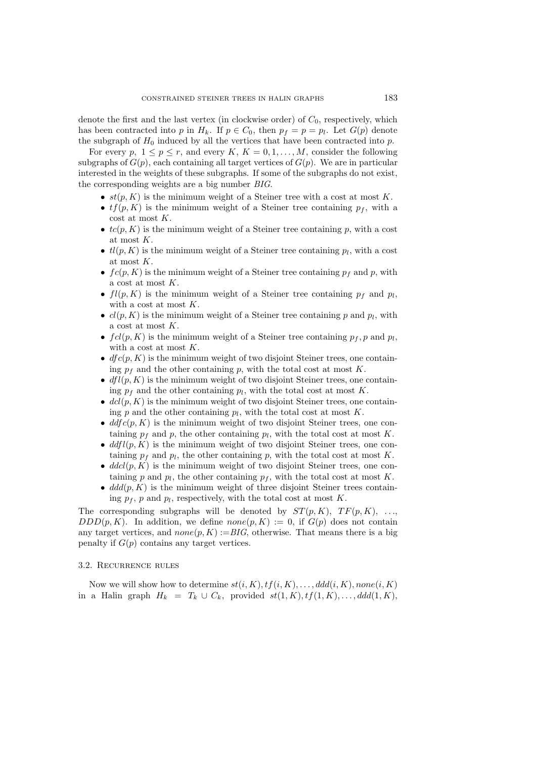denote the first and the last vertex (in clockwise order) of $C_0$, respectively, which has been contracted into $p$ in $H_k$. If $p \in C_0$, then $p_f = p = p_l$. Let $G(p)$ denote the subgraph of $H_0$ induced by all the vertices that have been contracted into $p$.

For every $p$, $1 \le p \le r$, and every $K$, $K = 0, 1, \ldots, M$, consider the following subgraphs of $G(p)$, each containing all target vertices of $G(p)$. We are in particular interested in the weights of these subgraphs. If some of the subgraphs do not exist, the corresponding weights are a big number *BIG*.

- $st(p, K)$ is the minimum weight of a Steiner tree with a cost at most $K$.
- $tf(p, K)$ is the minimum weight of a Steiner tree containing $p_f$, with a cost at most $K$.
- $tc(p, K)$ is the minimum weight of a Steiner tree containing $p$, with a cost at most $K$.
- $tl(p, K)$ is the minimum weight of a Steiner tree containing $p_l$, with a cost at most $K$.
- $fc(p, K)$ is the minimum weight of a Steiner tree containing $p_f$ and $p$, with a cost at most $K$.
- $fl(p, K)$ is the minimum weight of a Steiner tree containing $p_f$ and $p_l$, with a cost at most $K$.
- $cl(p, K)$ is the minimum weight of a Steiner tree containing $p$ and $p_l$, with a cost at most $K$.
- $fcl(p, K)$ is the minimum weight of a Steiner tree containing $p_f, p$ and $p_l$, with a cost at most $K$.
- $dfc(p, K)$ is the minimum weight of two disjoint Steiner trees, one containing $p_f$ and the other containing $p$, with the total cost at most $K$.
- $dfl(p, K)$ is the minimum weight of two disjoint Steiner trees, one containing $p_f$ and the other containing $p_l$, with the total cost at most $K$.
- $dcl(p, K)$ is the minimum weight of two disjoint Steiner trees, one containing $p$ and the other containing $p_l$, with the total cost at most $K$.
- $ddfc(p, K)$ is the minimum weight of two disjoint Steiner trees, one containing $p_f$ and $p$, the other containing $p_l$, with the total cost at most $K$.
- $ddfl(p, K)$ is the minimum weight of two disjoint Steiner trees, one containing $p_f$ and $p_l$, the other containing $p$, with the total cost at most $K$.
- $ddcl(p, K)$ is the minimum weight of two disjoint Steiner trees, one containing $p$ and $p_l$, the other containing $p_f$, with the total cost at most $K$.
- $ddd(p, K)$ is the minimum weight of three disjoint Steiner trees containing $p_f$, $p$ and $p_l$, respectively, with the total cost at most $K$.

The corresponding subgraphs will be denoted by $ST(p, K)$, $TF(p, K)$, $\ldots$, $DDD(p, K)$. In addition, we define $none(p, K) := 0$, if $G(p)$ does not contain any target vertices, and $none(p, K) :=$*BIG*, otherwise. That means there is a big penalty if $G(p)$ contains any target vertices.

### 3.2. Recurrence rules

Now we will show how to determine $st(i, K), tf(i, K), \ldots, ddd(i, K), none(i, K)$ in a Halin graph $H_k = T_k \cup C_k$, provided $st(1, K), tf(1, K), \ldots, ddd(1, K)$,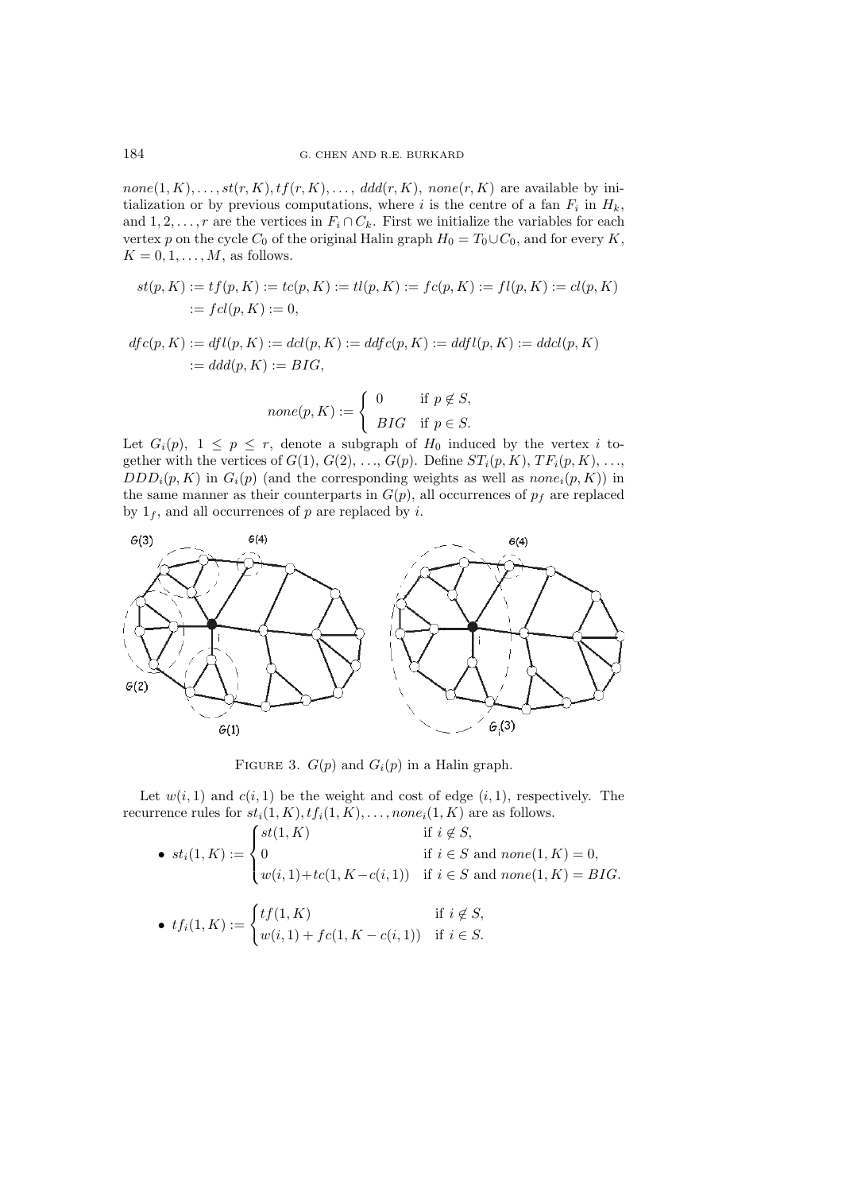$none(1,K), \ldots, st(r,K), tf(r,K), \ldots,\ ddd(r,K),\ none(r,K)$ are available by initialization or by previous computations, where $i$ is the centre of a fan $F_i$ in $H_k$, and $1, 2, \ldots, r$ are the vertices in $F_i \cap C_k$. First we initialize the variables for each vertex $p$ on the cycle $C_0$ of the original Halin graph $H_0 = T_0 \cup C_0$, and for every $K$, $K = 0, 1, \ldots, M$, as follows.

$$st(p,K) := tf(p,K) := tc(p,K) := tl(p,K) := fc(p,K) := fl(p,K) := cl(p,K) := fcl(p,K) := 0,$$

$$dfc(p,K) := dfl(p,K) := dcl(p,K) := ddfc(p,K) := ddfl(p,K) := ddcl(p,K) := ddd(p,K) := BIG,$$

$$none(p,K) := \begin{cases} 0 & \text{if } p \notin S, \\ BIG & \text{if } p \in S. \end{cases}$$

Let $G_i(p)$, $1 \le p \le r$, denote a subgraph of $H_0$ induced by the vertex $i$ together with the vertices of $G(1)$, $G(2)$, $\ldots$, $G(p)$. Define $ST_i(p,K)$, $TF_i(p,K)$, $\ldots$, $DDD_i(p,K)$ in $G_i(p)$ (and the corresponding weights as well as $none_i(p,K)$) in the same manner as their counterparts in $G(p)$, all occurrences of $p_f$ are replaced by $1_f$, and all occurrences of $p$ are replaced by $i$.

FIGURE 3. $G(p)$ and $G_i(p)$ in a Halin graph.

Let $w(i,1)$ and $c(i,1)$ be the weight and cost of edge $(i,1)$, respectively. The recurrence rules for $st_i(1,K), tf_i(1,K), \ldots, none_i(1,K)$ are as follows.

- $$st_i(1,K) := \begin{cases} st(1,K) & \text{if } i \notin S, \\ 0 & \text{if } i \in S \text{ and } none(1,K) = 0, \\ w(i,1) + tc(1, K - c(i,1)) & \text{if } i \in S \text{ and } none(1,K) = BIG. \end{cases}$$

- $$tf_i(1,K) := \begin{cases} tf(1,K) & \text{if } i \notin S, \\ w(i,1) + fc(1, K - c(i,1)) & \text{if } i \in S. \end{cases}$$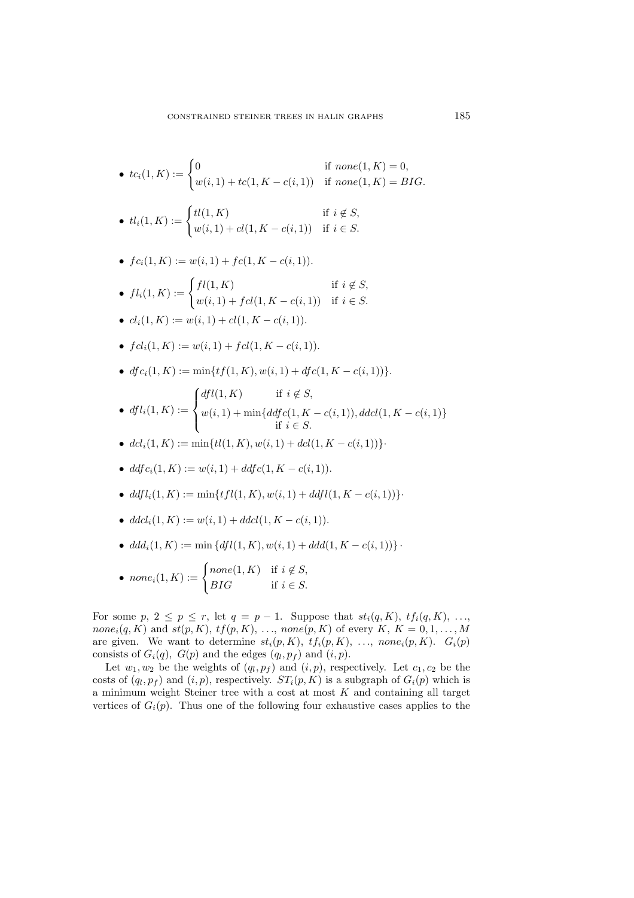- $tc_i(1, K) := \begin{cases} 0 & \text{if } none(1, K) = 0, \\ w(i, 1) + tc(1, K - c(i, 1)) & \text{if } none(1, K) = BIG. \end{cases}$

- $tl_i(1, K) := \begin{cases} tl(1, K) & \text{if } i \notin S, \\ w(i, 1) + cl(1, K - c(i, 1)) & \text{if } i \in S. \end{cases}$

- $fc_i(1, K) := w(i, 1) + fc(1, K - c(i, 1))$.

- $fl_i(1, K) := \begin{cases} fl(1, K) & \text{if } i \notin S, \\ w(i, 1) + fcl(1, K - c(i, 1)) & \text{if } i \in S. \end{cases}$

- $cl_i(1, K) := w(i, 1) + cl(1, K - c(i, 1))$.

- $fcl_i(1, K) := w(i, 1) + fcl(1, K - c(i, 1))$.

- $dfc_i(1, K) := \min\{tf(1, K), w(i, 1) + dfc(1, K - c(i, 1))\}$.

- $dfl_i(1, K) := \begin{cases} dfl(1, K) & \text{if } i \notin S, \\ w(i, 1) + \min\{ddfc(1, K - c(i, 1)), ddcl(1, K - c(i, 1)\} \\ \quad \text{if } i \in S. \end{cases}$

- $dcl_i(1, K) := \min\{tl(1, K), w(i, 1) + dcl(1, K - c(i, 1))\}\cdot$

- $ddfc_i(1, K) := w(i, 1) + ddfc(1, K - c(i, 1))$.

- $ddfl_i(1, K) := \min\{tfl(1, K), w(i, 1) + ddfl(1, K - c(i, 1))\}\cdot$

- $ddcl_i(1, K) := w(i, 1) + ddcl(1, K - c(i, 1))$.

- $ddd_i(1, K) := \min\{dfl(1, K), w(i, 1) + ddd(1, K - c(i, 1))\}\cdot$

- $none_i(1, K) := \begin{cases} none(1, K) & \text{if } i \notin S, \\ BIG & \text{if } i \in S. \end{cases}$

For some $p$, $2 \leq p \leq r$, let $q = p - 1$. Suppose that $st_i(q, K)$, $tf_i(q, K)$, $\ldots$, $none_i(q, K)$ and $st(p, K)$, $tf(p, K)$, $\ldots$, $none(p, K)$ of every $K$, $K = 0, 1, \ldots, M$ are given. We want to determine $st_i(p, K)$, $tf_i(p, K)$, $\ldots$, $none_i(p, K)$. $G_i(p)$ consists of $G_i(q)$, $G(p)$ and the edges $(q_l, p_f)$ and $(i, p)$.

Let $w_1, w_2$ be the weights of $(q_l, p_f)$ and $(i, p)$, respectively. Let $c_1, c_2$ be the costs of $(q_l, p_f)$ and $(i, p)$, respectively. $ST_i(p, K)$ is a subgraph of $G_i(p)$ which is a minimum weight Steiner tree with a cost at most $K$ and containing all target vertices of $G_i(p)$. Thus one of the following four exhaustive cases applies to the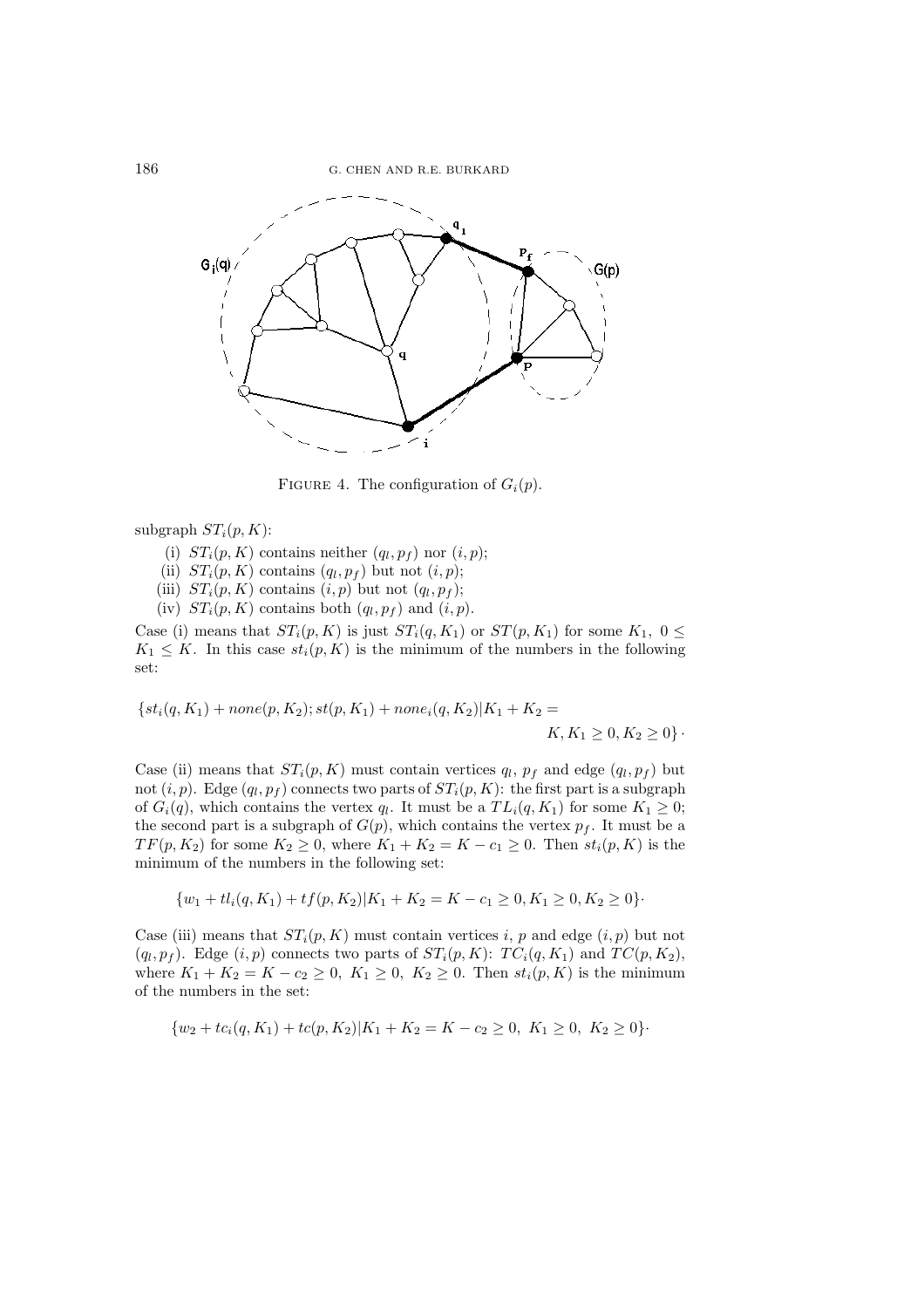FIGURE 4. The configuration of $G_i(p)$.

subgraph $ST_i(p, K)$:

(i) $ST_i(p, K)$ contains neither $(q_l, p_f)$ nor $(i, p)$;
(ii) $ST_i(p, K)$ contains $(q_l, p_f)$ but not $(i, p)$;
(iii) $ST_i(p, K)$ contains $(i, p)$ but not $(q_l, p_f)$;
(iv) $ST_i(p, K)$ contains both $(q_l, p_f)$ and $(i, p)$.

Case (i) means that $ST_i(p, K)$ is just $ST_i(q, K_1)$ or $ST(p, K_1)$ for some $K_1$, $0 \leq K_1 \leq K$. In this case $st_i(p, K)$ is the minimum of the numbers in the following set:

$$\{st_i(q, K_1) + none(p, K_2); st(p, K_1) + none_i(q, K_2) | K_1 + K_2 = K, K_1 \geq 0, K_2 \geq 0\} \cdot$$

Case (ii) means that $ST_i(p, K)$ must contain vertices $q_l$, $p_f$ and edge $(q_l, p_f)$ but not $(i, p)$. Edge $(q_l, p_f)$ connects two parts of $ST_i(p, K)$: the first part is a subgraph of $G_i(q)$, which contains the vertex $q_l$. It must be a $TL_i(q, K_1)$ for some $K_1 \geq 0$; the second part is a subgraph of $G(p)$, which contains the vertex $p_f$. It must be a $TF(p, K_2)$ for some $K_2 \geq 0$, where $K_1 + K_2 = K - c_1 \geq 0$. Then $st_i(p, K)$ is the minimum of the numbers in the following set:

$$\{w_1 + tl_i(q, K_1) + tf(p, K_2) | K_1 + K_2 = K - c_1 \geq 0, K_1 \geq 0, K_2 \geq 0\} \cdot$$

Case (iii) means that $ST_i(p, K)$ must contain vertices $i$, $p$ and edge $(i, p)$ but not $(q_l, p_f)$. Edge $(i, p)$ connects two parts of $ST_i(p, K)$: $TC_i(q, K_1)$ and $TC(p, K_2)$, where $K_1 + K_2 = K - c_2 \geq 0$, $K_1 \geq 0$, $K_2 \geq 0$. Then $st_i(p, K)$ is the minimum of the numbers in the set:

$$\{w_2 + tc_i(q, K_1) + tc(p, K_2) | K_1 + K_2 = K - c_2 \geq 0, \ K_1 \geq 0, \ K_2 \geq 0\} \cdot$$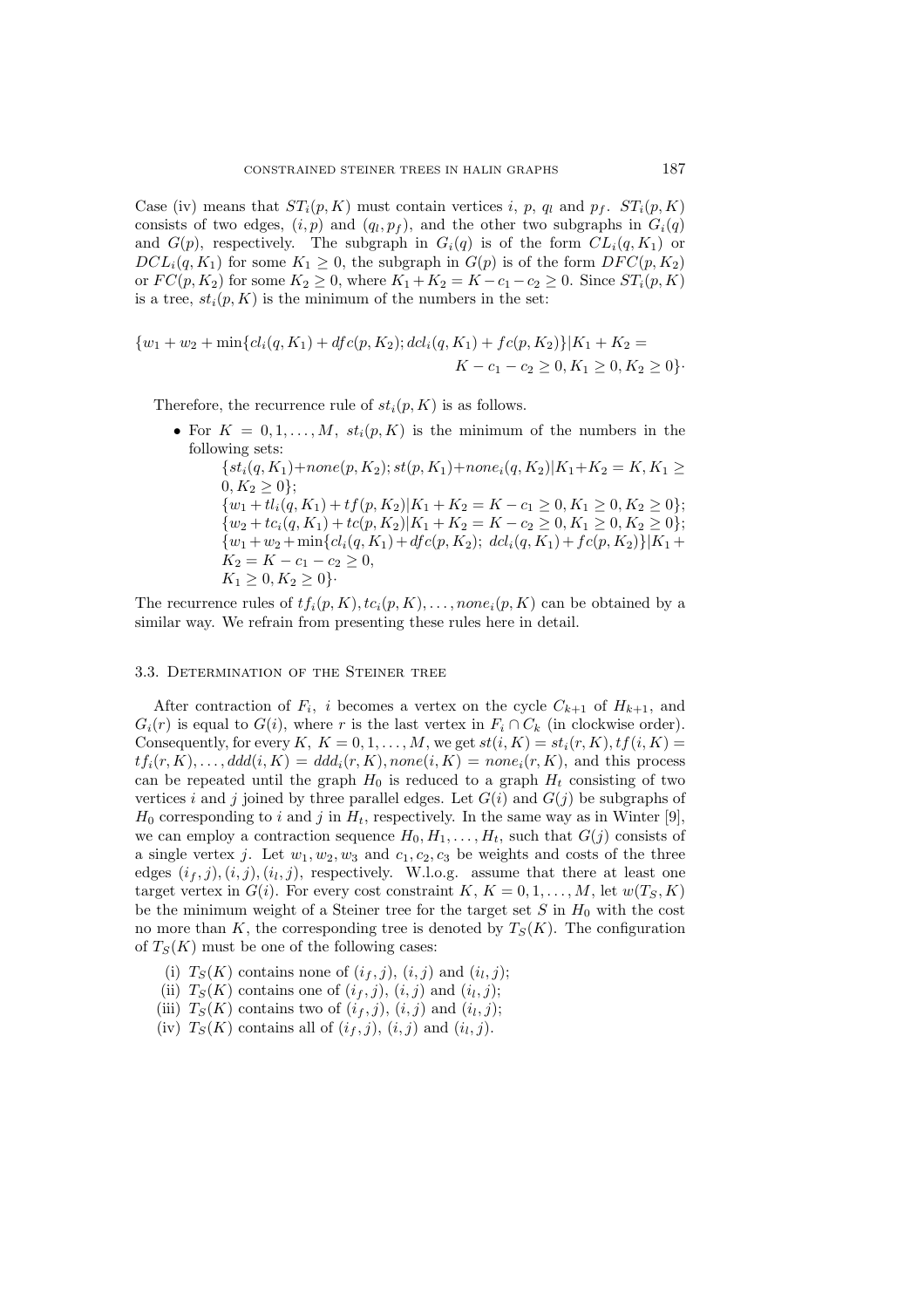Case (iv) means that $ST_i(p, K)$ must contain vertices $i$, $p$, $q_l$ and $p_f$. $ST_i(p, K)$ consists of two edges, $(i, p)$ and $(q_l, p_f)$, and the other two subgraphs in $G_i(q)$ and $G(p)$, respectively. The subgraph in $G_i(q)$ is of the form $CL_i(q, K_1)$ or $DCL_i(q, K_1)$ for some $K_1 \geq 0$, the subgraph in $G(p)$ is of the form $DFC(p, K_2)$ or $FC(p, K_2)$ for some $K_2 \geq 0$, where $K_1 + K_2 = K - c_1 - c_2 \geq 0$. Since $ST_i(p, K)$ is a tree, $st_i(p, K)$ is the minimum of the numbers in the set:

$$\{w_1 + w_2 + \min\{cl_i(q, K_1) + dfc(p, K_2); dcl_i(q, K_1) + fc(p, K_2)\} | K_1 + K_2 = K - c_1 - c_2 \geq 0, K_1 \geq 0, K_2 \geq 0\}\cdot$$

Therefore, the recurrence rule of $st_i(p, K)$ is as follows.

- For $K = 0, 1, \ldots, M$, $st_i(p, K)$ is the minimum of the numbers in the following sets:

  $\{st_i(q, K_1) + none(p, K_2); st(p, K_1) + none_i(q, K_2) | K_1 + K_2 = K, K_1 \geq 0, K_2 \geq 0\}$;

  $\{w_1 + tl_i(q, K_1) + tf(p, K_2) | K_1 + K_2 = K - c_1 \geq 0, K_1 \geq 0, K_2 \geq 0\}$;

  $\{w_2 + tc_i(q, K_1) + tc(p, K_2) | K_1 + K_2 = K - c_2 \geq 0, K_1 \geq 0, K_2 \geq 0\}$;

  $\{w_1 + w_2 + \min\{cl_i(q, K_1) + dfc(p, K_2);\ dcl_i(q, K_1) + fc(p, K_2)\} | K_1 + K_2 = K - c_1 - c_2 \geq 0,$
  $K_1 \geq 0, K_2 \geq 0\}\cdot$

The recurrence rules of $tf_i(p, K), tc_i(p, K), \ldots, none_i(p, K)$ can be obtained by a similar way. We refrain from presenting these rules here in detail.

### 3.3. Determination of the Steiner tree

After contraction of $F_i$, $i$ becomes a vertex on the cycle $C_{k+1}$ of $H_{k+1}$, and $G_i(r)$ is equal to $G(i)$, where $r$ is the last vertex in $F_i \cap C_k$ (in clockwise order). Consequently, for every $K$, $K = 0, 1, \ldots, M$, we get $st(i, K) = st_i(r, K), tf(i, K) = tf_i(r, K), \ldots, ddd(i, K) = ddd_i(r, K), none(i, K) = none_i(r, K)$, and this process can be repeated until the graph $H_0$ is reduced to a graph $H_t$ consisting of two vertices $i$ and $j$ joined by three parallel edges. Let $G(i)$ and $G(j)$ be subgraphs of $H_0$ corresponding to $i$ and $j$ in $H_t$, respectively. In the same way as in Winter [9], we can employ a contraction sequence $H_0, H_1, \ldots, H_t$, such that $G(j)$ consists of a single vertex $j$. Let $w_1, w_2, w_3$ and $c_1, c_2, c_3$ be weights and costs of the three edges $(i_f, j), (i, j), (i_l, j)$, respectively. W.l.o.g. assume that there at least one target vertex in $G(i)$. For every cost constraint $K$, $K = 0, 1, \ldots, M$, let $w(T_S, K)$ be the minimum weight of a Steiner tree for the target set $S$ in $H_0$ with the cost no more than $K$, the corresponding tree is denoted by $T_S(K)$. The configuration of $T_S(K)$ must be one of the following cases:

(i) $T_S(K)$ contains none of $(i_f, j)$, $(i, j)$ and $(i_l, j)$;
(ii) $T_S(K)$ contains one of $(i_f, j)$, $(i, j)$ and $(i_l, j)$;
(iii) $T_S(K)$ contains two of $(i_f, j)$, $(i, j)$ and $(i_l, j)$;
(iv) $T_S(K)$ contains all of $(i_f, j)$, $(i, j)$ and $(i_l, j)$.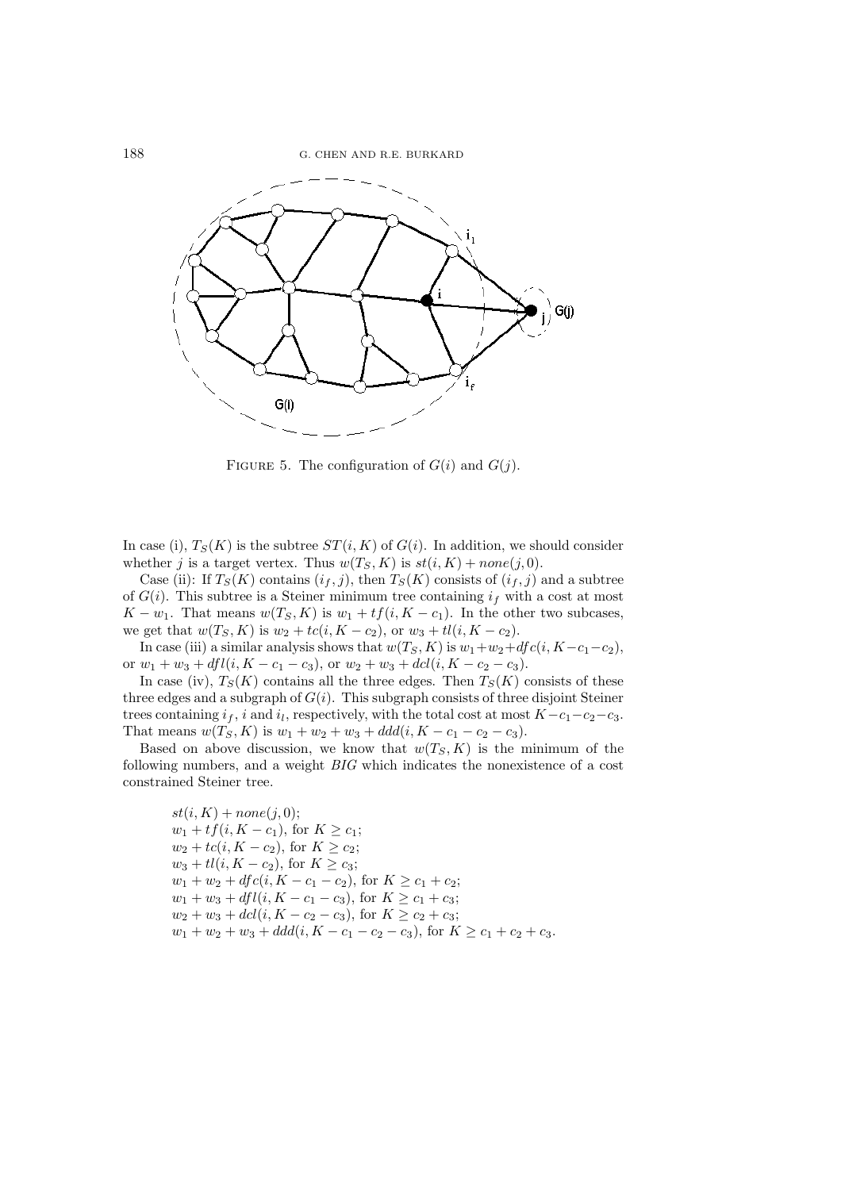Figure 5. The configuration of $G(i)$ and $G(j)$.

In case (i), $T_S(K)$ is the subtree $ST(i,K)$ of $G(i)$. In addition, we should consider whether $j$ is a target vertex. Thus $w(T_S,K)$ is $st(i,K) + none(j,0)$.

Case (ii): If $T_S(K)$ contains $(i_f, j)$, then $T_S(K)$ consists of $(i_f, j)$ and a subtree of $G(i)$. This subtree is a Steiner minimum tree containing $i_f$ with a cost at most $K - w_1$. That means $w(T_S,K)$ is $w_1 + tf(i, K - c_1)$. In the other two subcases, we get that $w(T_S,K)$ is $w_2 + tc(i, K - c_2)$, or $w_3 + tl(i, K - c_2)$.

In case (iii) a similar analysis shows that $w(T_S,K)$ is $w_1+w_2+dfc(i, K-c_1-c_2)$, or $w_1 + w_3 + dfl(i, K - c_1 - c_3)$, or $w_2 + w_3 + dcl(i, K - c_2 - c_3)$.

In case (iv), $T_S(K)$ contains all the three edges. Then $T_S(K)$ consists of these three edges and a subgraph of $G(i)$. This subgraph consists of three disjoint Steiner trees containing $i_f$, $i$ and $i_l$, respectively, with the total cost at most $K - c_1 - c_2 - c_3$. That means $w(T_S,K)$ is $w_1 + w_2 + w_3 + ddd(i, K - c_1 - c_2 - c_3)$.

Based on above discussion, we know that $w(T_S,K)$ is the minimum of the following numbers, and a weight *BIG* which indicates the nonexistence of a cost constrained Steiner tree.

$st(i,K) + none(j,0)$;
$w_1 + tf(i, K - c_1)$, for $K \geq c_1$;
$w_2 + tc(i, K - c_2)$, for $K \geq c_2$;
$w_3 + tl(i, K - c_2)$, for $K \geq c_3$;
$w_1 + w_2 + dfc(i, K - c_1 - c_2)$, for $K \geq c_1 + c_2$;
$w_1 + w_3 + dfl(i, K - c_1 - c_3)$, for $K \geq c_1 + c_3$;
$w_2 + w_3 + dcl(i, K - c_2 - c_3)$, for $K \geq c_2 + c_3$;
$w_1 + w_2 + w_3 + ddd(i, K - c_1 - c_2 - c_3)$, for $K \geq c_1 + c_2 + c_3$.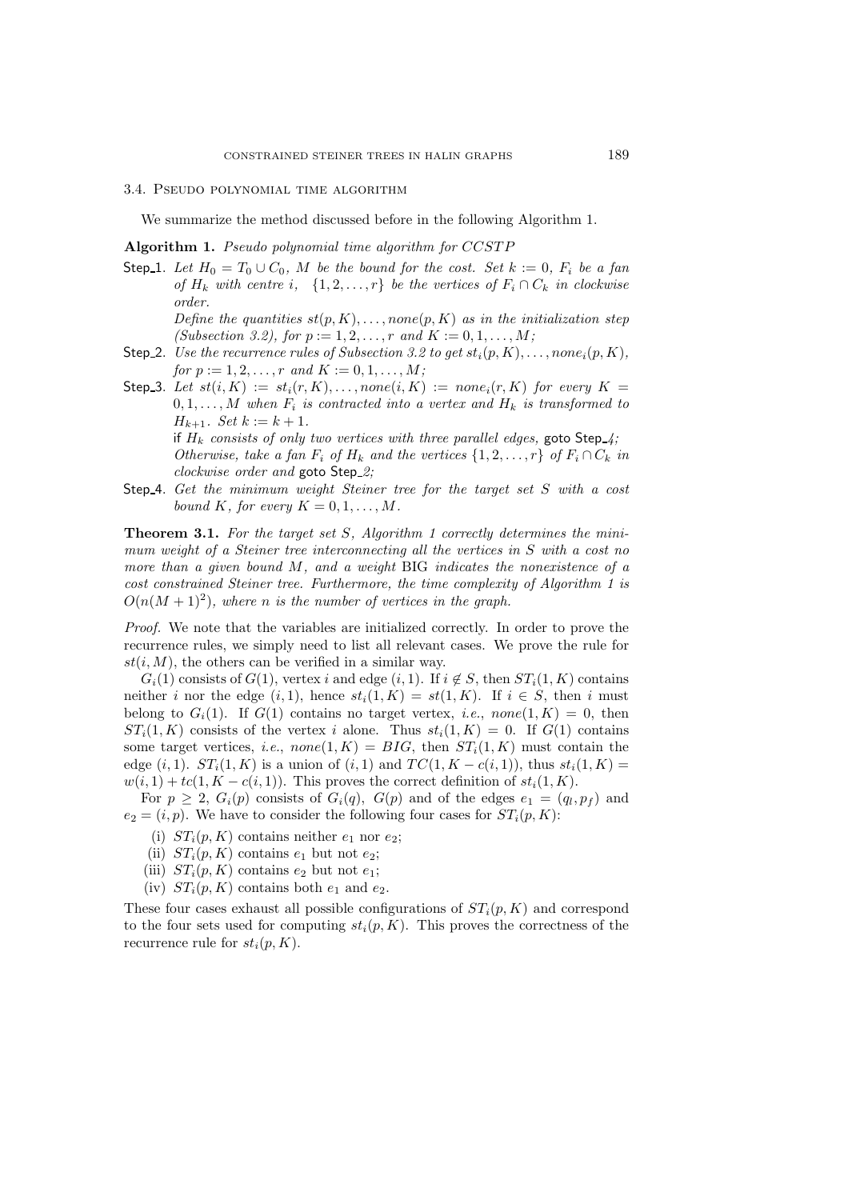### 3.4. Pseudo polynomial time algorithm

We summarize the method discussed before in the following Algorithm 1.

**Algorithm 1.** *Pseudo polynomial time algorithm for CCSTP*

Step_1. *Let $H_0 = T_0 \cup C_0$, $M$ be the bound for the cost. Set $k := 0$, $F_i$ be a fan of $H_k$ with centre $i$, $\{1, 2, \ldots, r\}$ be the vertices of $F_i \cap C_k$ in clockwise order.*
*Define the quantities $st(p, K), \ldots, none(p, K)$ as in the initialization step (Subsection 3.2), for $p := 1, 2, \ldots, r$ and $K := 0, 1, \ldots, M$;*

Step_2. *Use the recurrence rules of Subsection 3.2 to get $st_i(p, K), \ldots, none_i(p, K)$, for $p := 1, 2, \ldots, r$ and $K := 0, 1, \ldots, M$;*

Step_3. *Let $st(i, K) := st_i(r, K), \ldots, none(i, K) := none_i(r, K)$ for every $K = 0, 1, \ldots, M$ when $F_i$ is contracted into a vertex and $H_k$ is transformed to $H_{k+1}$. Set $k := k + 1$.*
if *$H_k$ consists of only two vertices with three parallel edges,* goto Step_4;
*Otherwise, take a fan $F_i$ of $H_k$ and the vertices $\{1, 2, \ldots, r\}$ of $F_i \cap C_k$ in clockwise order and* goto Step_2;

Step_4. *Get the minimum weight Steiner tree for the target set $S$ with a cost bound $K$, for every $K = 0, 1, \ldots, M$.*

**Theorem 3.1.** *For the target set $S$, Algorithm 1 correctly determines the minimum weight of a Steiner tree interconnecting all the vertices in $S$ with a cost no more than a given bound $M$, and a weight* BIG *indicates the nonexistence of a cost constrained Steiner tree. Furthermore, the time complexity of Algorithm 1 is $O(n(M + 1)^2)$, where $n$ is the number of vertices in the graph.*

*Proof.* We note that the variables are initialized correctly. In order to prove the recurrence rules, we simply need to list all relevant cases. We prove the rule for $st(i, M)$, the others can be verified in a similar way.

$G_i(1)$ consists of $G(1)$, vertex $i$ and edge $(i, 1)$. If $i \notin S$, then $ST_i(1, K)$ contains neither $i$ nor the edge $(i, 1)$, hence $st_i(1, K) = st(1, K)$. If $i \in S$, then $i$ must belong to $G_i(1)$. If $G(1)$ contains no target vertex, *i.e.*, $none(1, K) = 0$, then $ST_i(1, K)$ consists of the vertex $i$ alone. Thus $st_i(1, K) = 0$. If $G(1)$ contains some target vertices, *i.e.*, $none(1, K) = BIG$, then $ST_i(1, K)$ must contain the edge $(i, 1)$. $ST_i(1, K)$ is a union of $(i, 1)$ and $TC(1, K - c(i, 1))$, thus $st_i(1, K) = w(i, 1) + tc(1, K - c(i, 1))$. This proves the correct definition of $st_i(1, K)$.

For $p \geq 2$, $G_i(p)$ consists of $G_i(q)$, $G(p)$ and of the edges $e_1 = (q_l, p_f)$ and $e_2 = (i, p)$. We have to consider the following four cases for $ST_i(p, K)$:

(i) $ST_i(p, K)$ contains neither $e_1$ nor $e_2$;
(ii) $ST_i(p, K)$ contains $e_1$ but not $e_2$;
(iii) $ST_i(p, K)$ contains $e_2$ but not $e_1$;
(iv) $ST_i(p, K)$ contains both $e_1$ and $e_2$.

These four cases exhaust all possible configurations of $ST_i(p, K)$ and correspond to the four sets used for computing $st_i(p, K)$. This proves the correctness of the recurrence rule for $st_i(p, K)$.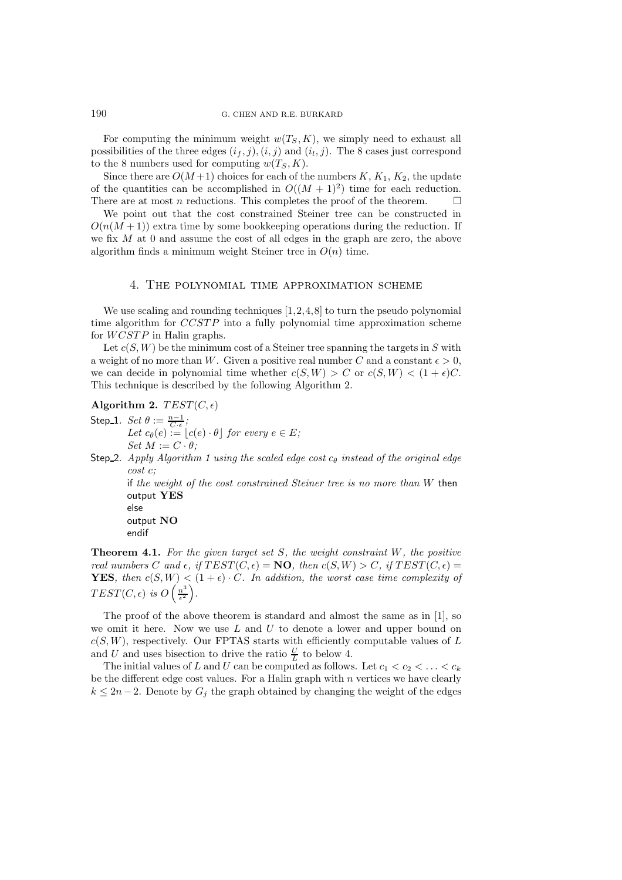For computing the minimum weight $w(T_S, K)$, we simply need to exhaust all possibilities of the three edges $(i_f, j), (i, j)$ and $(i_l, j)$. The 8 cases just correspond to the 8 numbers used for computing $w(T_S, K)$.

Since there are $O(M+1)$ choices for each of the numbers $K$, $K_1$, $K_2$, the update of the quantities can be accomplished in $O((M+1)^2)$ time for each reduction. There are at most $n$ reductions. This completes the proof of the theorem. $\square$

We point out that the cost constrained Steiner tree can be constructed in $O(n(M+1))$ extra time by some bookkeeping operations during the reduction. If we fix $M$ at 0 and assume the cost of all edges in the graph are zero, the above algorithm finds a minimum weight Steiner tree in $O(n)$ time.

## 4. The polynomial time approximation scheme

We use scaling and rounding techniques [1,2,4,8] to turn the pseudo polynomial time algorithm for $CCSTP$ into a fully polynomial time approximation scheme for $WCSTP$ in Halin graphs.

Let $c(S, W)$ be the minimum cost of a Steiner tree spanning the targets in $S$ with a weight of no more than $W$. Given a positive real number $C$ and a constant $\epsilon > 0$, we can decide in polynomial time whether $c(S, W) > C$ or $c(S, W) < (1+\epsilon)C$. This technique is described by the following Algorithm 2.

**Algorithm 2.** $TEST(C, \epsilon)$

Step_1. *Set* $\theta := \frac{n-1}{C \cdot \epsilon}$;
*Let* $c_\theta(e) := \lfloor c(e) \cdot \theta \rfloor$ *for every* $e \in E$;
*Set* $M := C \cdot \theta$;

Step_2. *Apply Algorithm 1 using the scaled edge cost* $c_\theta$ *instead of the original edge cost* $c$;
if *the weight of the cost constrained Steiner tree is no more than* $W$ then
output **YES**
else
output **NO**
endif

**Theorem 4.1.** *For the given target set* $S$*, the weight constraint* $W$*, the positive real numbers* $C$ *and* $\epsilon$*, if* $TEST(C, \epsilon) =$ **NO***, then* $c(S, W) > C$*, if* $TEST(C, \epsilon) =$ **YES***, then* $c(S, W) < (1+\epsilon) \cdot C$*. In addition, the worst case time complexity of* $TEST(C, \epsilon)$ *is* $O\left(\frac{n^3}{\epsilon^2}\right)$.

The proof of the above theorem is standard and almost the same as in [1], so we omit it here. Now we use $L$ and $U$ to denote a lower and upper bound on $c(S, W)$, respectively. Our FPTAS starts with efficiently computable values of $L$ and $U$ and uses bisection to drive the ratio $\frac{U}{L}$ to below 4.

The initial values of $L$ and $U$ can be computed as follows. Let $c_1 < c_2 < \ldots < c_k$ be the different edge cost values. For a Halin graph with $n$ vertices we have clearly $k \leq 2n-2$. Denote by $G_j$ the graph obtained by changing the weight of the edges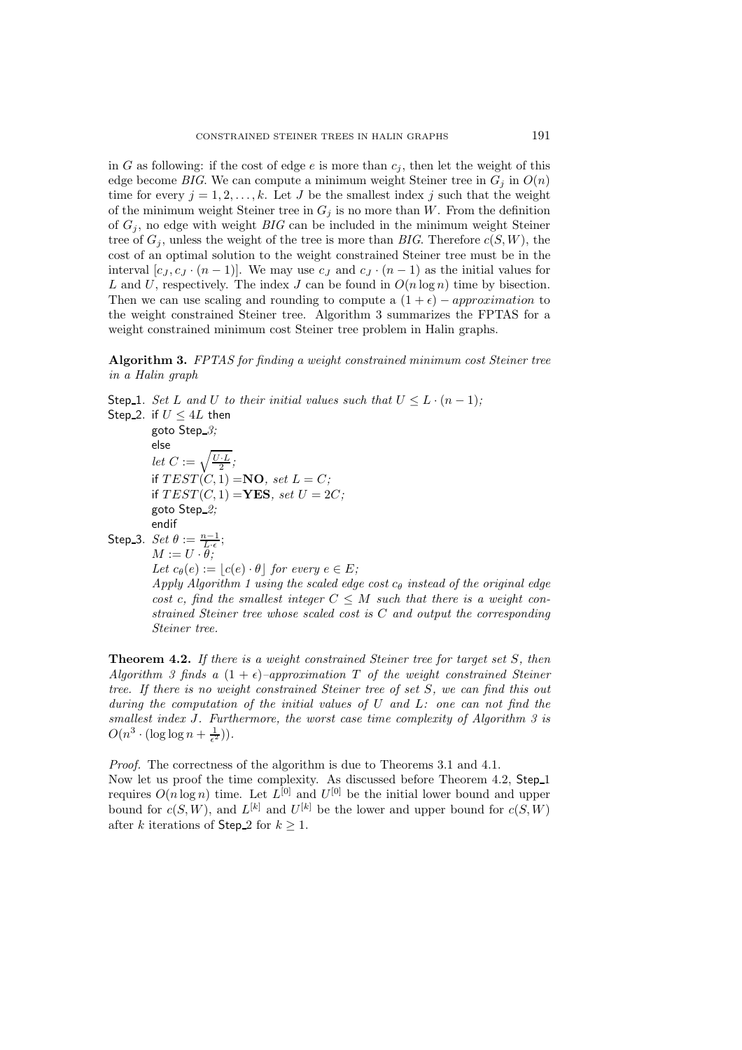in $G$ as following: if the cost of edge $e$ is more than $c_j$, then let the weight of this edge become *BIG*. We can compute a minimum weight Steiner tree in $G_j$ in $O(n)$ time for every $j = 1, 2, \ldots, k$. Let $J$ be the smallest index $j$ such that the weight of the minimum weight Steiner tree in $G_j$ is no more than $W$. From the definition of $G_j$, no edge with weight *BIG* can be included in the minimum weight Steiner tree of $G_j$, unless the weight of the tree is more than *BIG*. Therefore $c(S, W)$, the cost of an optimal solution to the weight constrained Steiner tree must be in the interval $[c_J, c_J \cdot (n-1)]$. We may use $c_J$ and $c_J \cdot (n-1)$ as the initial values for $L$ and $U$, respectively. The index $J$ can be found in $O(n \log n)$ time by bisection. Then we can use scaling and rounding to compute a $(1+\epsilon) - approximation$ to the weight constrained Steiner tree. Algorithm 3 summarizes the FPTAS for a weight constrained minimum cost Steiner tree problem in Halin graphs.

**Algorithm 3.** *FPTAS for finding a weight constrained minimum cost Steiner tree in a Halin graph*

Step_1. *Set $L$ and $U$ to their initial values such that $U \leq L \cdot (n-1)$;*
Step_2. if $U \leq 4L$ then
  goto Step_*3;*
  else
  *let* $C := \sqrt{\frac{U \cdot L}{2}}$*;*
  if $TEST(C, 1)$ =**NO**, *set* $L = C$*;*
  if $TEST(C, 1)$ =**YES**, *set* $U = 2C$*;*
  goto Step_*2;*
  endif
Step_3. *Set* $\theta := \frac{n-1}{L \cdot \epsilon}$;
  $M := U \cdot \theta$;
  *Let* $c_\theta(e) := \lfloor c(e) \cdot \theta \rfloor$ *for every* $e \in E$*;*
  *Apply Algorithm 1 using the scaled edge cost $c_\theta$ instead of the original edge cost $c$, find the smallest integer $C \leq M$ such that there is a weight constrained Steiner tree whose scaled cost is $C$ and output the corresponding Steiner tree.*

**Theorem 4.2.** *If there is a weight constrained Steiner tree for target set $S$, then Algorithm 3 finds a $(1+\epsilon)$–approximation $T$ of the weight constrained Steiner tree. If there is no weight constrained Steiner tree of set $S$, we can find this out during the computation of the initial values of $U$ and $L$: one can not find the smallest index $J$. Furthermore, the worst case time complexity of Algorithm 3 is $O(n^3 \cdot (\log \log n + \frac{1}{\epsilon^2}))$.*

*Proof.* The correctness of the algorithm is due to Theorems 3.1 and 4.1.
Now let us proof the time complexity. As discussed before Theorem 4.2, Step_1 requires $O(n \log n)$ time. Let $L^{[0]}$ and $U^{[0]}$ be the initial lower bound and upper bound for $c(S, W)$, and $L^{[k]}$ and $U^{[k]}$ be the lower and upper bound for $c(S, W)$ after $k$ iterations of Step_2 for $k \geq 1$.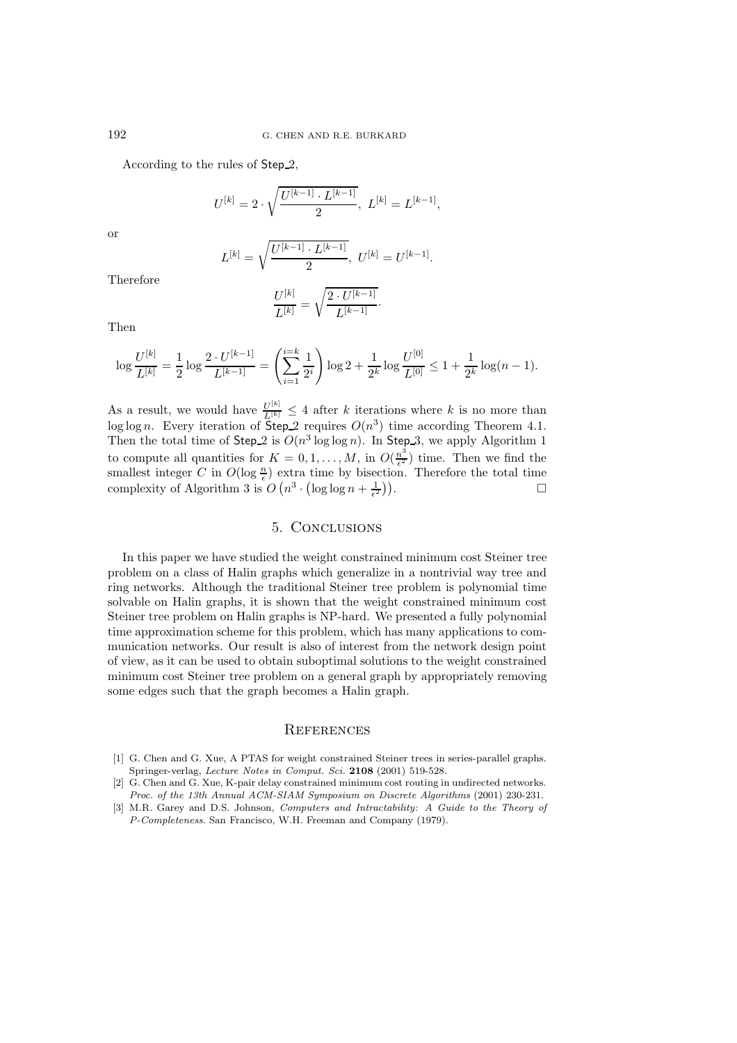According to the rules of Step_2,

$$U^{[k]} = 2 \cdot \sqrt{\frac{U^{[k-1]} \cdot L^{[k-1]}}{2}},\ L^{[k]} = L^{[k-1]},$$

or

$$L^{[k]} = \sqrt{\frac{U^{[k-1]} \cdot L^{[k-1]}}{2}},\ U^{[k]} = U^{[k-1]}.$$

Therefore

$$\frac{U^{[k]}}{L^{[k]}} = \sqrt{\frac{2 \cdot U^{[k-1]}}{L^{[k-1]}}}.$$

Then

$$\log \frac{U^{[k]}}{L^{[k]}} = \frac{1}{2} \log \frac{2 \cdot U^{[k-1]}}{L^{[k-1]}} = \left( \sum_{i=1}^{i=k} \frac{1}{2^i} \right) \log 2 + \frac{1}{2^k} \log \frac{U^{[0]}}{L^{[0]}} \leq 1 + \frac{1}{2^k} \log(n-1).$$

As a result, we would have $\frac{U^{[k]}}{L^{[k]}} \leq 4$ after $k$ iterations where $k$ is no more than $\log \log n$. Every iteration of Step_2 requires $O(n^3)$ time according Theorem 4.1. Then the total time of Step_2 is $O(n^3 \log \log n)$. In Step_3, we apply Algorithm 1 to compute all quantities for $K = 0, 1, \ldots, M$, in $O(\frac{n^3}{\epsilon^2})$ time. Then we find the smallest integer $C$ in $O(\log \frac{n}{\epsilon})$ extra time by bisection. Therefore the total time complexity of Algorithm 3 is $O\left(n^3 \cdot \left(\log \log n + \frac{1}{\epsilon^2}\right)\right)$. □

## 5. Conclusions

In this paper we have studied the weight constrained minimum cost Steiner tree problem on a class of Halin graphs which generalize in a nontrivial way tree and ring networks. Although the traditional Steiner tree problem is polynomial time solvable on Halin graphs, it is shown that the weight constrained minimum cost Steiner tree problem on Halin graphs is NP-hard. We presented a fully polynomial time approximation scheme for this problem, which has many applications to communication networks. Our result is also of interest from the network design point of view, as it can be used to obtain suboptimal solutions to the weight constrained minimum cost Steiner tree problem on a general graph by appropriately removing some edges such that the graph becomes a Halin graph.

## References

[1] G. Chen and G. Xue, A PTAS for weight constrained Steiner trees in series-parallel graphs. Springer-verlag, *Lecture Notes in Comput. Sci.* **2108** (2001) 519-528.

[2] G. Chen and G. Xue, K-pair delay constrained minimum cost routing in undirected networks. *Proc. of the 13th Annual ACM-SIAM Symposium on Discrete Algorithms* (2001) 230-231.

[3] M.R. Garey and D.S. Johnson, *Computers and Intractability: A Guide to the Theory of P-Completeness*. San Francisco, W.H. Freeman and Company (1979).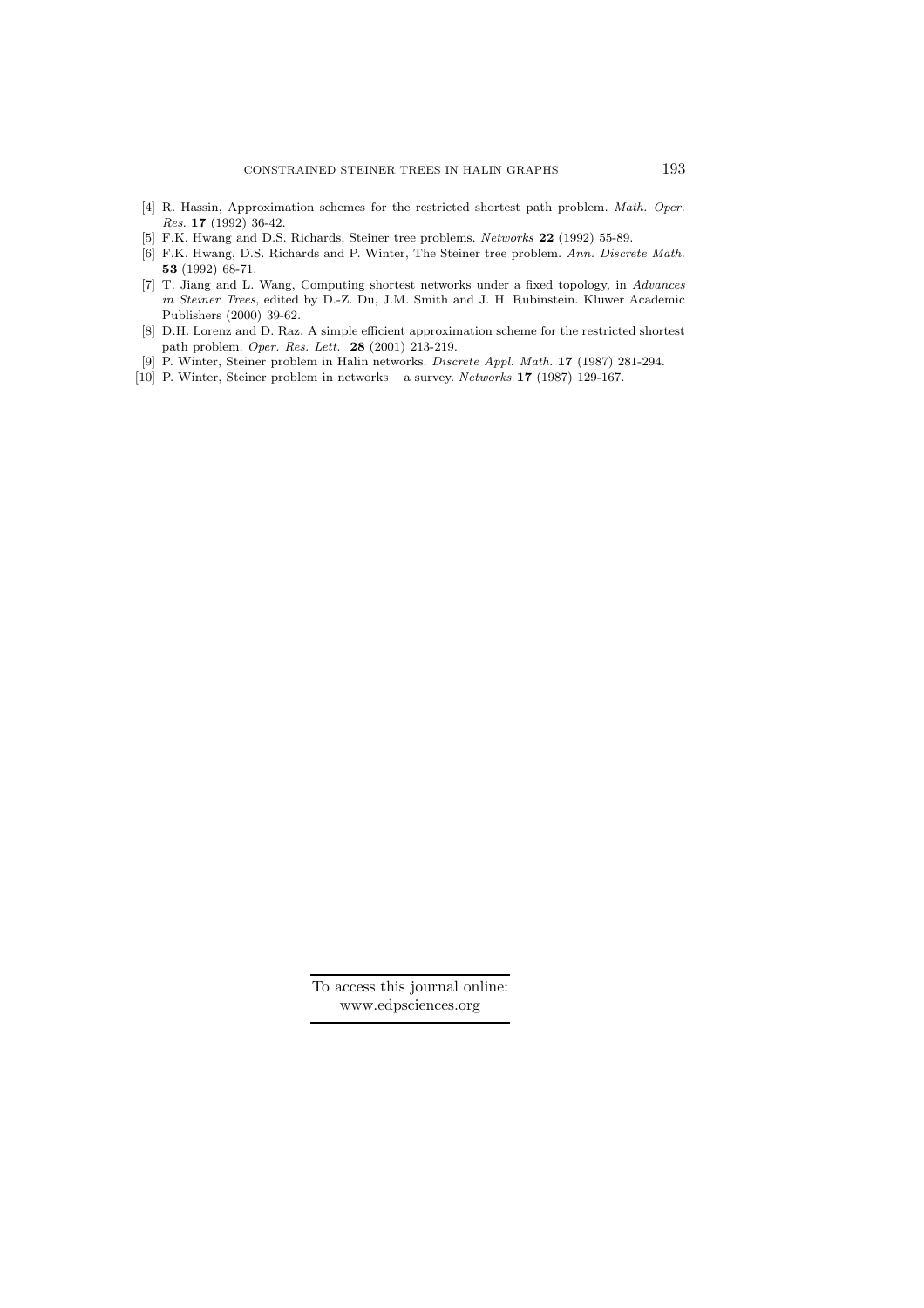[4] R. Hassin, Approximation schemes for the restricted shortest path problem. *Math. Oper. Res.* **17** (1992) 36-42.

[5] F.K. Hwang and D.S. Richards, Steiner tree problems. *Networks* **22** (1992) 55-89.

[6] F.K. Hwang, D.S. Richards and P. Winter, The Steiner tree problem. *Ann. Discrete Math.* **53** (1992) 68-71.

[7] T. Jiang and L. Wang, Computing shortest networks under a fixed topology, in *Advances in Steiner Trees*, edited by D.-Z. Du, J.M. Smith and J. H. Rubinstein. Kluwer Academic Publishers (2000) 39-62.

[8] D.H. Lorenz and D. Raz, A simple efficient approximation scheme for the restricted shortest path problem. *Oper. Res. Lett.* **28** (2001) 213-219.

[9] P. Winter, Steiner problem in Halin networks. *Discrete Appl. Math.* **17** (1987) 281-294.

[10] P. Winter, Steiner problem in networks – a survey. *Networks* **17** (1987) 129-167.

To access this journal online:
www.edpsciences.org